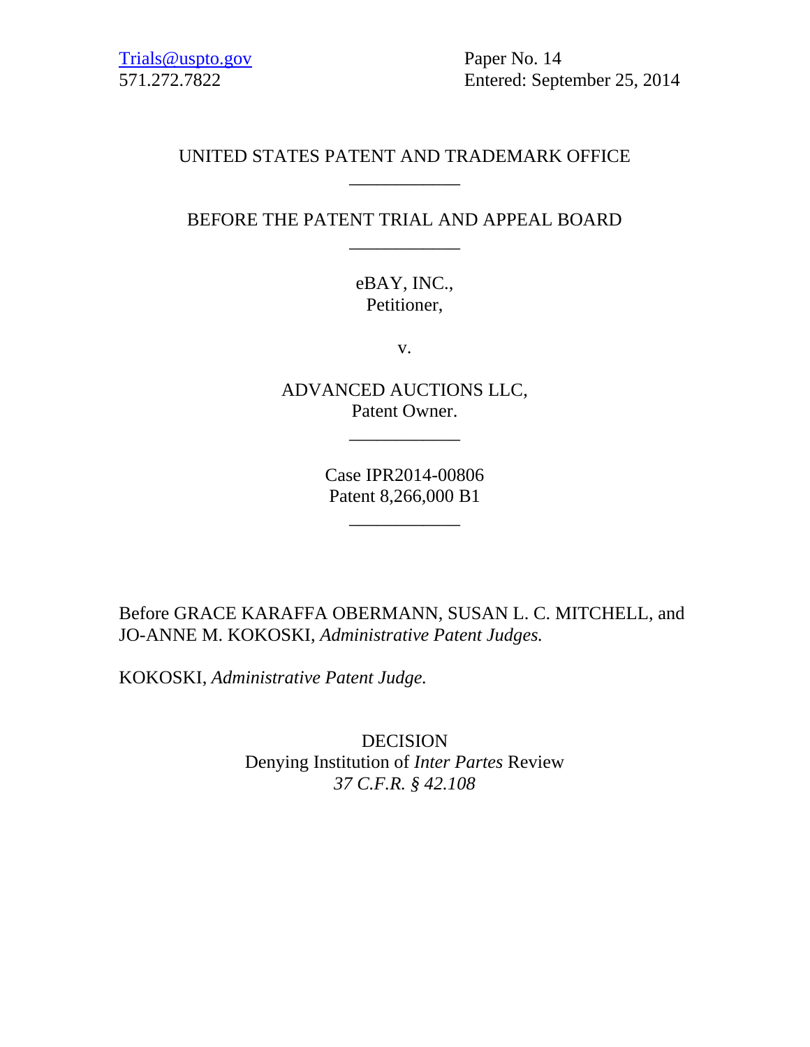Trials@uspto.gov
571.272.7822

Paper No. 14
Entered: September 25, 2014

UNITED STATES PATENT AND TRADEMARK OFFICE

\_\_\_\_\_\_\_\_\_\_\_\_

BEFORE THE PATENT TRIAL AND APPEAL BOARD

\_\_\_\_\_\_\_\_\_\_\_\_

eBAY, INC.,
Petitioner,

v.

ADVANCED AUCTIONS LLC,
Patent Owner.

\_\_\_\_\_\_\_\_\_\_\_\_

Case IPR2014-00806
Patent 8,266,000 B1

\_\_\_\_\_\_\_\_\_\_\_\_

Before GRACE KARAFFA OBERMANN, SUSAN L. C. MITCHELL, and JO-ANNE M. KOKOSKI, *Administrative Patent Judges.*

KOKOSKI, *Administrative Patent Judge.*

DECISION
Denying Institution of *Inter Partes* Review
*37 C.F.R. § 42.108*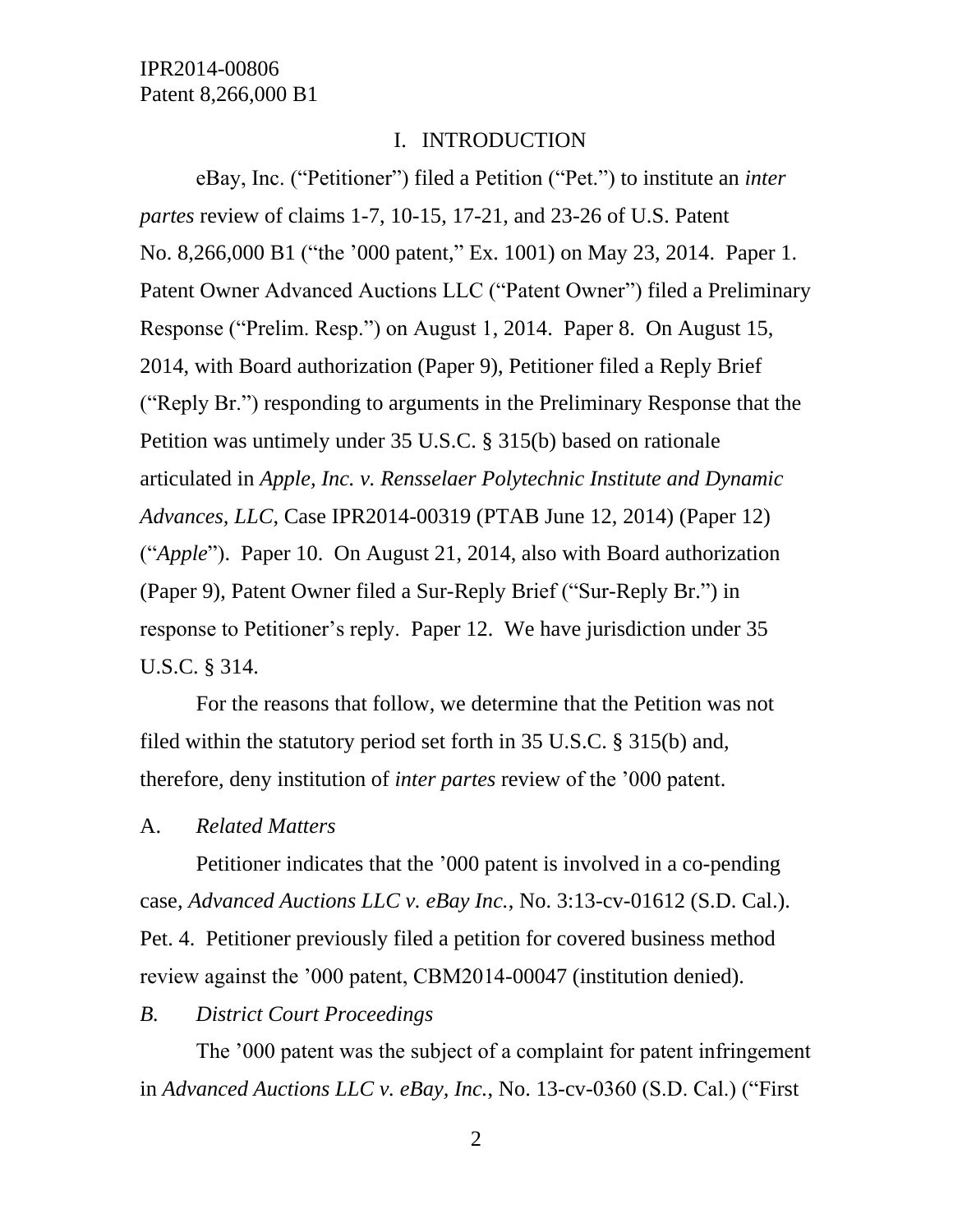## I. INTRODUCTION

eBay, Inc. ("Petitioner") filed a Petition ("Pet.") to institute an *inter partes* review of claims 1-7, 10-15, 17-21, and 23-26 of U.S. Patent No. 8,266,000 B1 ("the '000 patent," Ex. 1001) on May 23, 2014. Paper 1. Patent Owner Advanced Auctions LLC ("Patent Owner") filed a Preliminary Response ("Prelim. Resp.") on August 1, 2014. Paper 8. On August 15, 2014, with Board authorization (Paper 9), Petitioner filed a Reply Brief ("Reply Br.") responding to arguments in the Preliminary Response that the Petition was untimely under 35 U.S.C. § 315(b) based on rationale articulated in *Apple, Inc. v. Rensselaer Polytechnic Institute and Dynamic Advances, LLC,* Case IPR2014-00319 (PTAB June 12, 2014) (Paper 12) ("*Apple*"). Paper 10. On August 21, 2014, also with Board authorization (Paper 9), Patent Owner filed a Sur-Reply Brief ("Sur-Reply Br.") in response to Petitioner's reply. Paper 12. We have jurisdiction under 35 U.S.C. § 314.

For the reasons that follow, we determine that the Petition was not filed within the statutory period set forth in 35 U.S.C. § 315(b) and, therefore, deny institution of *inter partes* review of the '000 patent.

### A. *Related Matters*

Petitioner indicates that the '000 patent is involved in a co-pending case, *Advanced Auctions LLC v. eBay Inc.*, No. 3:13-cv-01612 (S.D. Cal.). Pet. 4. Petitioner previously filed a petition for covered business method review against the '000 patent, CBM2014-00047 (institution denied).

### *B. District Court Proceedings*

The '000 patent was the subject of a complaint for patent infringement in *Advanced Auctions LLC v. eBay, Inc.*, No. 13-cv-0360 (S.D. Cal.) ("First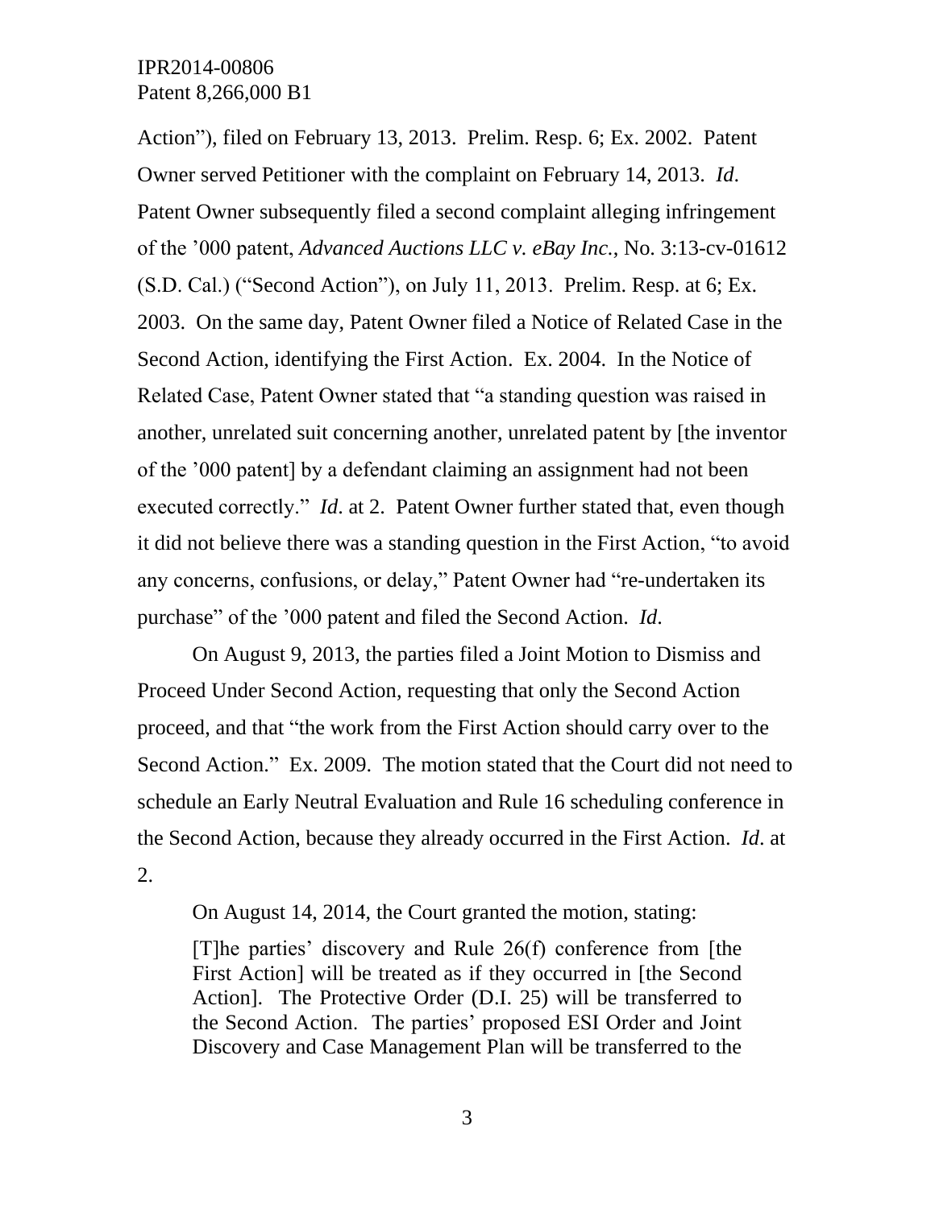Action"), filed on February 13, 2013. Prelim. Resp. 6; Ex. 2002. Patent Owner served Petitioner with the complaint on February 14, 2013. *Id*. Patent Owner subsequently filed a second complaint alleging infringement of the '000 patent, *Advanced Auctions LLC v. eBay Inc.*, No. 3:13-cv-01612 (S.D. Cal.) ("Second Action"), on July 11, 2013. Prelim. Resp. at 6; Ex. 2003. On the same day, Patent Owner filed a Notice of Related Case in the Second Action, identifying the First Action. Ex. 2004. In the Notice of Related Case, Patent Owner stated that "a standing question was raised in another, unrelated suit concerning another, unrelated patent by [the inventor of the '000 patent] by a defendant claiming an assignment had not been executed correctly." *Id*. at 2. Patent Owner further stated that, even though it did not believe there was a standing question in the First Action, "to avoid any concerns, confusions, or delay," Patent Owner had "re-undertaken its purchase" of the '000 patent and filed the Second Action. *Id*.

On August 9, 2013, the parties filed a Joint Motion to Dismiss and Proceed Under Second Action, requesting that only the Second Action proceed, and that "the work from the First Action should carry over to the Second Action." Ex. 2009. The motion stated that the Court did not need to schedule an Early Neutral Evaluation and Rule 16 scheduling conference in the Second Action, because they already occurred in the First Action. *Id*. at 2.

On August 14, 2014, the Court granted the motion, stating:

> [T]he parties' discovery and Rule 26(f) conference from [the First Action] will be treated as if they occurred in [the Second Action]. The Protective Order (D.I. 25) will be transferred to the Second Action. The parties' proposed ESI Order and Joint Discovery and Case Management Plan will be transferred to the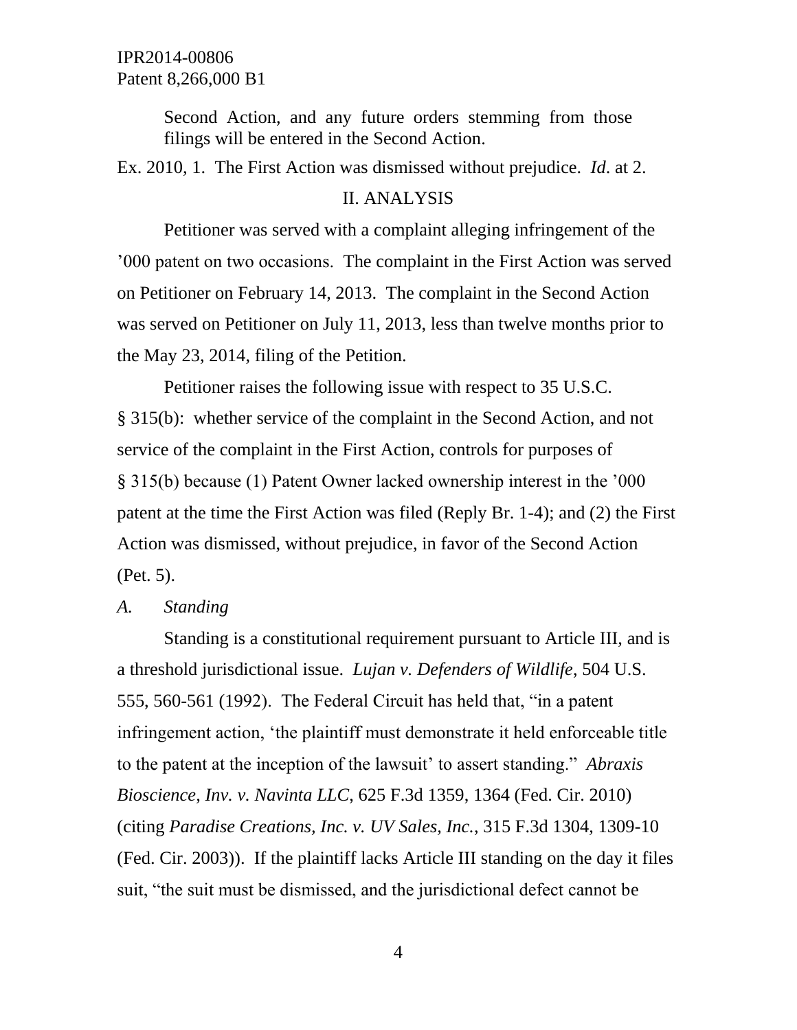Second Action, and any future orders stemming from those filings will be entered in the Second Action.

Ex. 2010, 1. The First Action was dismissed without prejudice. *Id*. at 2.

## II. ANALYSIS

Petitioner was served with a complaint alleging infringement of the ’000 patent on two occasions. The complaint in the First Action was served on Petitioner on February 14, 2013. The complaint in the Second Action was served on Petitioner on July 11, 2013, less than twelve months prior to the May 23, 2014, filing of the Petition.

Petitioner raises the following issue with respect to 35 U.S.C. § 315(b): whether service of the complaint in the Second Action, and not service of the complaint in the First Action, controls for purposes of § 315(b) because (1) Patent Owner lacked ownership interest in the ’000 patent at the time the First Action was filed (Reply Br. 1-4); and (2) the First Action was dismissed, without prejudice, in favor of the Second Action (Pet. 5).

### *A. Standing*

Standing is a constitutional requirement pursuant to Article III, and is a threshold jurisdictional issue. *Lujan v. Defenders of Wildlife*, 504 U.S. 555, 560-561 (1992). The Federal Circuit has held that, “in a patent infringement action, ‘the plaintiff must demonstrate it held enforceable title to the patent at the inception of the lawsuit’ to assert standing.” *Abraxis Bioscience, Inv. v. Navinta LLC*, 625 F.3d 1359, 1364 (Fed. Cir. 2010) (citing *Paradise Creations, Inc. v. UV Sales, Inc.*, 315 F.3d 1304, 1309-10 (Fed. Cir. 2003)). If the plaintiff lacks Article III standing on the day it files suit, “the suit must be dismissed, and the jurisdictional defect cannot be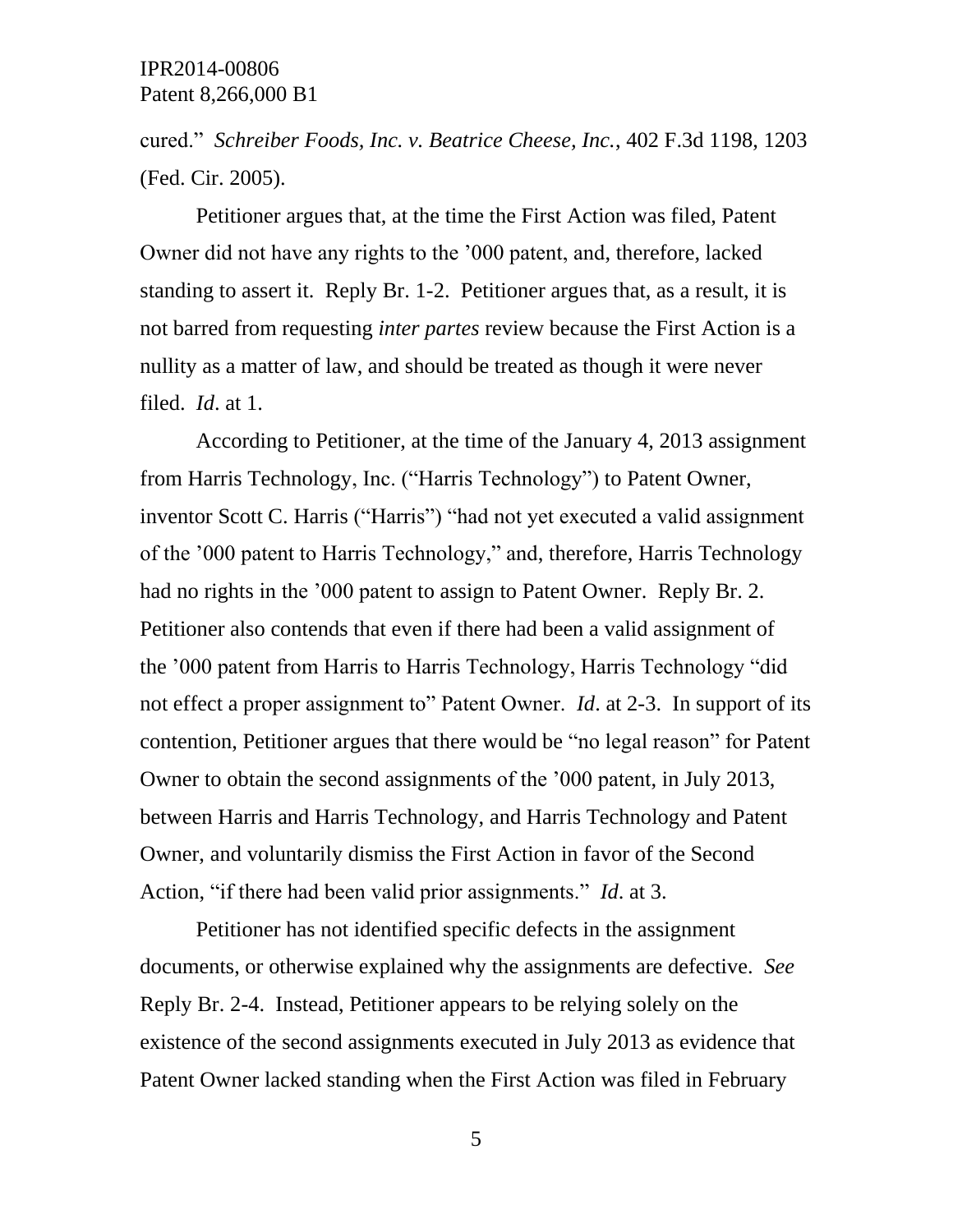cured." *Schreiber Foods, Inc. v. Beatrice Cheese, Inc.*, 402 F.3d 1198, 1203 (Fed. Cir. 2005).

Petitioner argues that, at the time the First Action was filed, Patent Owner did not have any rights to the '000 patent, and, therefore, lacked standing to assert it. Reply Br. 1-2. Petitioner argues that, as a result, it is not barred from requesting *inter partes* review because the First Action is a nullity as a matter of law, and should be treated as though it were never filed. *Id*. at 1.

According to Petitioner, at the time of the January 4, 2013 assignment from Harris Technology, Inc. ("Harris Technology") to Patent Owner, inventor Scott C. Harris ("Harris") "had not yet executed a valid assignment of the '000 patent to Harris Technology," and, therefore, Harris Technology had no rights in the '000 patent to assign to Patent Owner. Reply Br. 2. Petitioner also contends that even if there had been a valid assignment of the '000 patent from Harris to Harris Technology, Harris Technology "did not effect a proper assignment to" Patent Owner. *Id*. at 2-3. In support of its contention, Petitioner argues that there would be "no legal reason" for Patent Owner to obtain the second assignments of the '000 patent, in July 2013, between Harris and Harris Technology, and Harris Technology and Patent Owner, and voluntarily dismiss the First Action in favor of the Second Action, "if there had been valid prior assignments." *Id*. at 3.

Petitioner has not identified specific defects in the assignment documents, or otherwise explained why the assignments are defective. *See* Reply Br. 2-4. Instead, Petitioner appears to be relying solely on the existence of the second assignments executed in July 2013 as evidence that Patent Owner lacked standing when the First Action was filed in February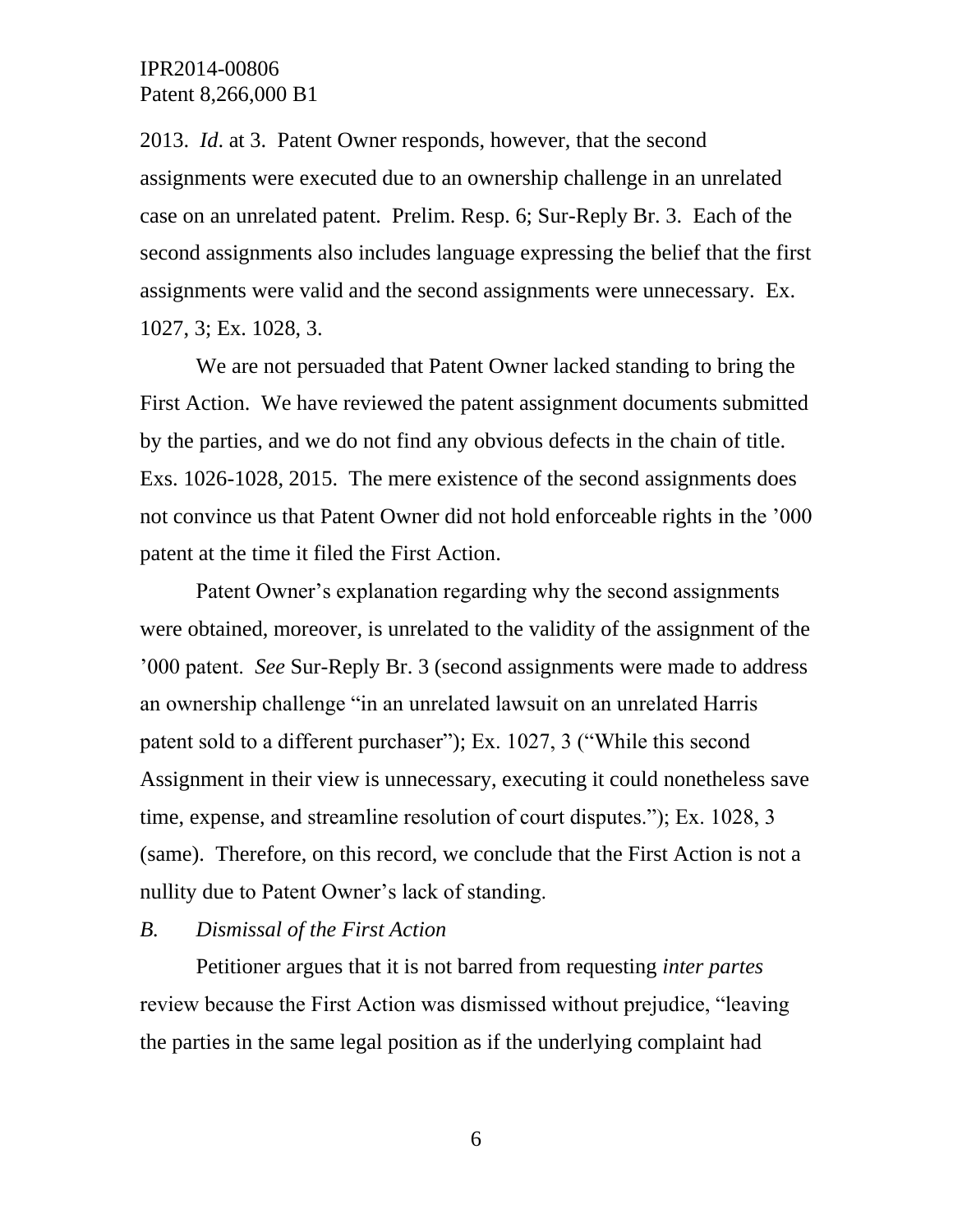2013. *Id*. at 3. Patent Owner responds, however, that the second assignments were executed due to an ownership challenge in an unrelated case on an unrelated patent. Prelim. Resp. 6; Sur-Reply Br. 3. Each of the second assignments also includes language expressing the belief that the first assignments were valid and the second assignments were unnecessary. Ex. 1027, 3; Ex. 1028, 3.

We are not persuaded that Patent Owner lacked standing to bring the First Action. We have reviewed the patent assignment documents submitted by the parties, and we do not find any obvious defects in the chain of title. Exs. 1026-1028, 2015. The mere existence of the second assignments does not convince us that Patent Owner did not hold enforceable rights in the '000 patent at the time it filed the First Action.

Patent Owner's explanation regarding why the second assignments were obtained, moreover, is unrelated to the validity of the assignment of the '000 patent. *See* Sur-Reply Br. 3 (second assignments were made to address an ownership challenge "in an unrelated lawsuit on an unrelated Harris patent sold to a different purchaser"); Ex. 1027, 3 ("While this second Assignment in their view is unnecessary, executing it could nonetheless save time, expense, and streamline resolution of court disputes."); Ex. 1028, 3 (same). Therefore, on this record, we conclude that the First Action is not a nullity due to Patent Owner's lack of standing.

### *B. Dismissal of the First Action*

Petitioner argues that it is not barred from requesting *inter partes* review because the First Action was dismissed without prejudice, "leaving the parties in the same legal position as if the underlying complaint had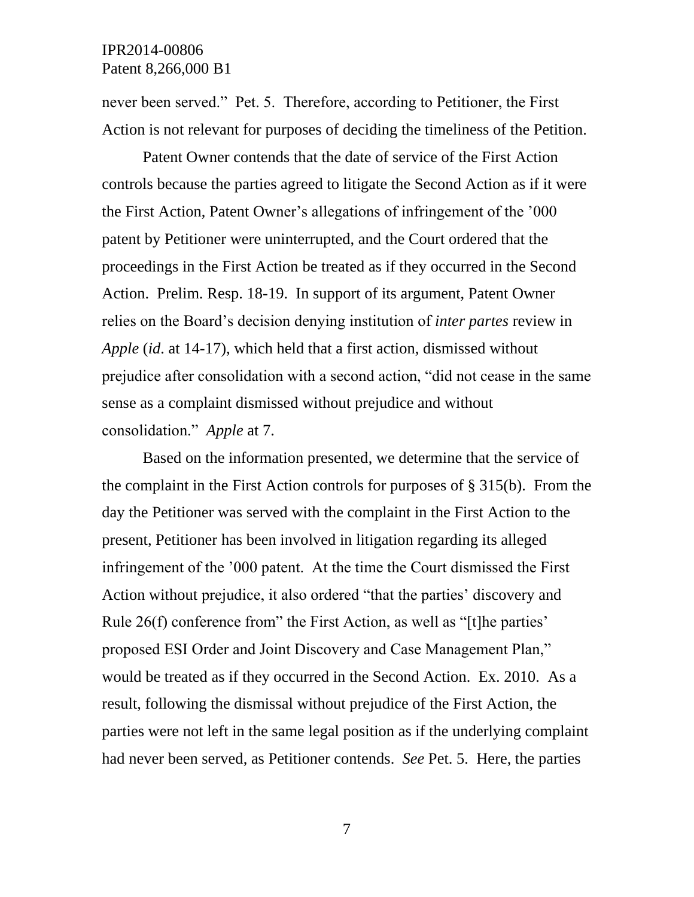never been served." Pet. 5. Therefore, according to Petitioner, the First Action is not relevant for purposes of deciding the timeliness of the Petition.

Patent Owner contends that the date of service of the First Action controls because the parties agreed to litigate the Second Action as if it were the First Action, Patent Owner's allegations of infringement of the '000 patent by Petitioner were uninterrupted, and the Court ordered that the proceedings in the First Action be treated as if they occurred in the Second Action. Prelim. Resp. 18-19. In support of its argument, Patent Owner relies on the Board's decision denying institution of *inter partes* review in *Apple* (*id*. at 14-17), which held that a first action, dismissed without prejudice after consolidation with a second action, "did not cease in the same sense as a complaint dismissed without prejudice and without consolidation." *Apple* at 7.

Based on the information presented, we determine that the service of the complaint in the First Action controls for purposes of § 315(b). From the day the Petitioner was served with the complaint in the First Action to the present, Petitioner has been involved in litigation regarding its alleged infringement of the '000 patent. At the time the Court dismissed the First Action without prejudice, it also ordered "that the parties' discovery and Rule 26(f) conference from" the First Action, as well as "[t]he parties' proposed ESI Order and Joint Discovery and Case Management Plan," would be treated as if they occurred in the Second Action. Ex. 2010. As a result, following the dismissal without prejudice of the First Action, the parties were not left in the same legal position as if the underlying complaint had never been served, as Petitioner contends. *See* Pet. 5. Here, the parties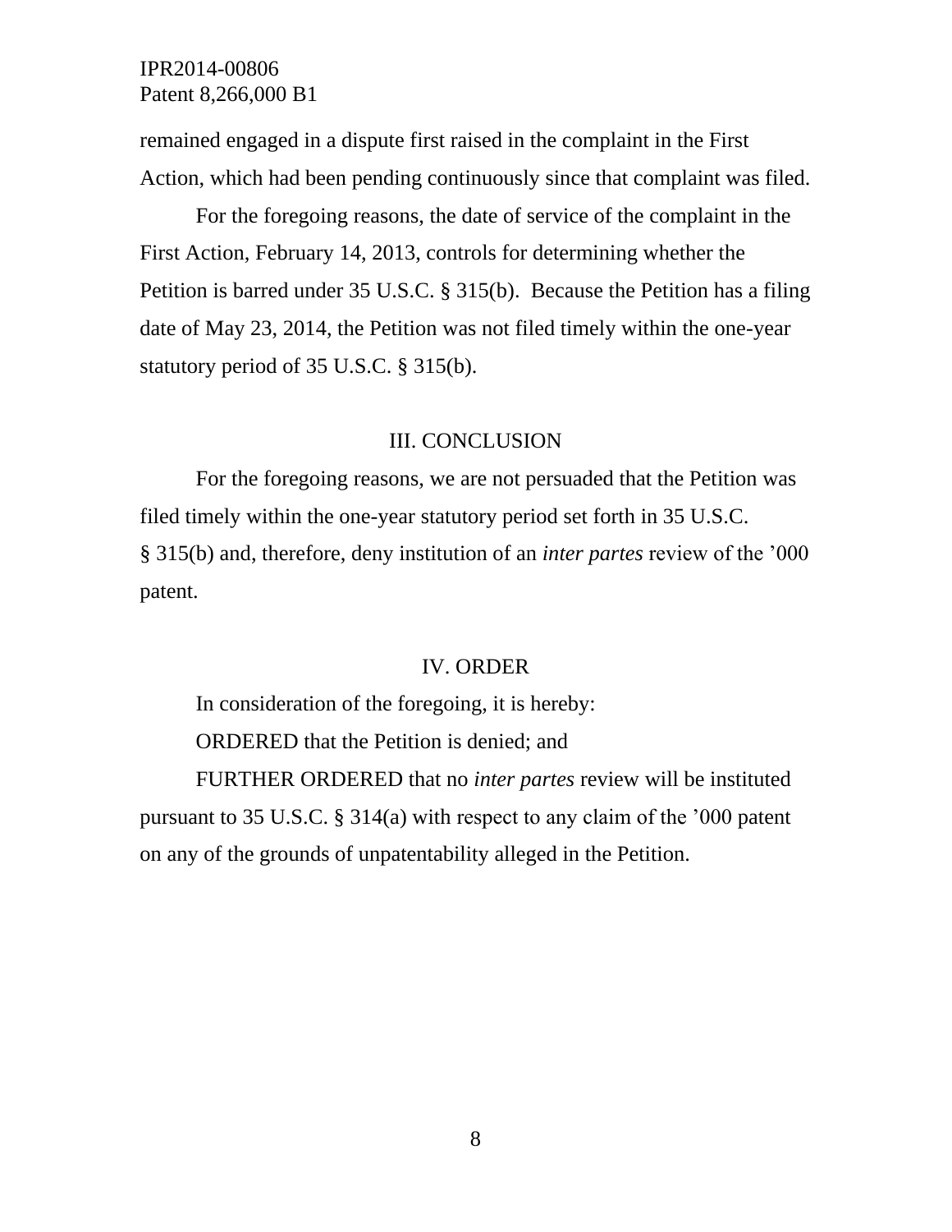remained engaged in a dispute first raised in the complaint in the First Action, which had been pending continuously since that complaint was filed.

For the foregoing reasons, the date of service of the complaint in the First Action, February 14, 2013, controls for determining whether the Petition is barred under 35 U.S.C. § 315(b). Because the Petition has a filing date of May 23, 2014, the Petition was not filed timely within the one-year statutory period of 35 U.S.C. § 315(b).

## III. CONCLUSION

For the foregoing reasons, we are not persuaded that the Petition was filed timely within the one-year statutory period set forth in 35 U.S.C. § 315(b) and, therefore, deny institution of an *inter partes* review of the ’000 patent.

## IV. ORDER

In consideration of the foregoing, it is hereby:

ORDERED that the Petition is denied; and

FURTHER ORDERED that no *inter partes* review will be instituted pursuant to 35 U.S.C. § 314(a) with respect to any claim of the ’000 patent on any of the grounds of unpatentability alleged in the Petition.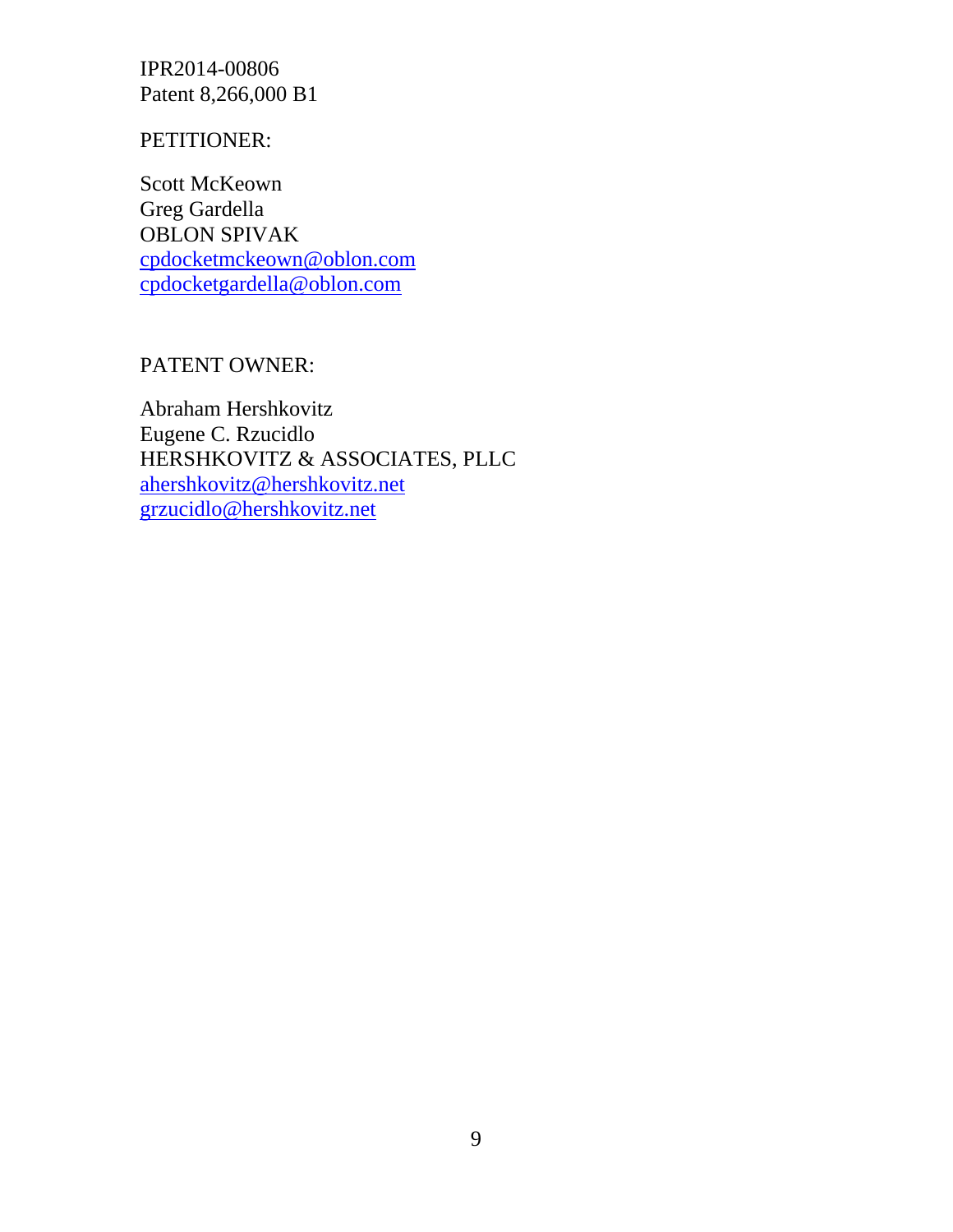IPR2014-00806
Patent 8,266,000 B1

PETITIONER:

Scott McKeown
Greg Gardella
OBLON SPIVAK
cpdocketmckeown@oblon.com
cpdocketgardella@oblon.com

PATENT OWNER:

Abraham Hershkovitz
Eugene C. Rzucidlo
HERSHKOVITZ & ASSOCIATES, PLLC
ahershkovitz@hershkovitz.net
grzucidlo@hershkovitz.net